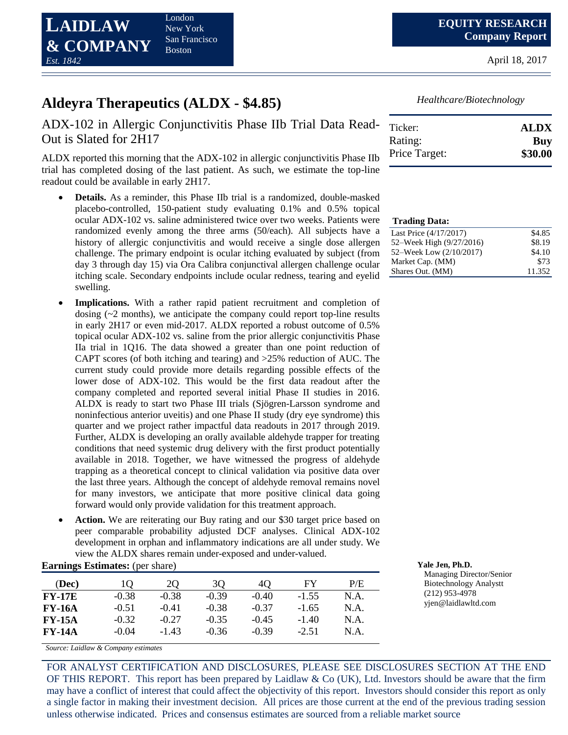**LAIDLAW & COMPANY**
*Est. 1842*

London
New York
San Francisco
Boston

**EQUITY RESEARCH**
**Company Report**

April 18, 2017

# Aldeyra Therapeutics (ALDX - $4.85)

*Healthcare/Biotechnology*

| | |
|---|---|
| Ticker: | **ALDX** |
| Rating: | **Buy** |
| Price Target: | **$30.00** |

## ADX-102 in Allergic Conjunctivitis Phase IIb Trial Data Read-Out is Slated for 2H17

ALDX reported this morning that the ADX-102 in allergic conjunctivitis Phase IIb trial has completed dosing of the last patient. As such, we estimate the top-line readout could be available in early 2H17.

- **Details.** As a reminder, this Phase IIb trial is a randomized, double-masked placebo-controlled, 150-patient study evaluating 0.1% and 0.5% topical ocular ADX-102 vs. saline administered twice over two weeks. Patients were randomized evenly among the three arms (50/each). All subjects have a history of allergic conjunctivitis and would receive a single dose allergen challenge. The primary endpoint is ocular itching evaluated by subject (from day 3 through day 15) via Ora Calibra conjunctival allergen challenge ocular itching scale. Secondary endpoints include ocular redness, tearing and eyelid swelling.
- **Implications.** With a rather rapid patient recruitment and completion of dosing (~2 months), we anticipate the company could report top-line results in early 2H17 or even mid-2017. ALDX reported a robust outcome of 0.5% topical ocular ADX-102 vs. saline from the prior allergic conjunctivitis Phase IIa trial in 1Q16. The data showed a greater than one point reduction of CAPT scores (of both itching and tearing) and >25% reduction of AUC. The current study could provide more details regarding possible effects of the lower dose of ADX-102. This would be the first data readout after the company completed and reported several initial Phase II studies in 2016. ALDX is ready to start two Phase III trials (Sjögren-Larsson syndrome and noninfectious anterior uveitis) and one Phase II study (dry eye syndrome) this quarter and we project rather impactful data readouts in 2017 through 2019. Further, ALDX is developing an orally available aldehyde trapper for treating conditions that need systemic drug delivery with the first product potentially available in 2018. Together, we have witnessed the progress of aldehyde trapping as a theoretical concept to clinical validation via positive data over the last three years. Although the concept of aldehyde removal remains novel for many investors, we anticipate that more positive clinical data going forward would only provide validation for this treatment approach.
- **Action.** We are reiterating our Buy rating and our $30 target price based on peer comparable probability adjusted DCF analyses. Clinical ADX-102 development in orphan and inflammatory indications are all under study. We view the ALDX shares remain under-exposed and under-valued.

**Trading Data:**

| | |
|---|---|
| Last Price (4/17/2017) | $4.85 |
| 52–Week High (9/27/2016) | $8.19 |
| 52–Week Low (2/10/2017) | $4.10 |
| Market Cap. (MM) | $73 |
| Shares Out. (MM) | 11.352 |

**Earnings Estimates:** (per share)

| (Dec) | 1Q | 2Q | 3Q | 4Q | FY | P/E |
|---|---|---|---|---|---|---|
| **FY-17E** | -0.38 | -0.38 | -0.39 | -0.40 | -1.55 | N.A. |
| **FY-16A** | -0.51 | -0.41 | -0.38 | -0.37 | -1.65 | N.A. |
| **FY-15A** | -0.32 | -0.27 | -0.35 | -0.45 | -1.40 | N.A. |
| **FY-14A** | -0.04 | -1.43 | -0.36 | -0.39 | -2.51 | N.A. |

*Source: Laidlaw & Company estimates*

**Yale Jen, Ph.D.**
Managing Director/Senior Biotechnology Analystt
(212) 953-4978
yjen@laidlawltd.com

FOR ANALYST CERTIFICATION AND DISCLOSURES, PLEASE SEE DISCLOSURES SECTION AT THE END OF THIS REPORT. This report has been prepared by Laidlaw & Co (UK), Ltd. Investors should be aware that the firm may have a conflict of interest that could affect the objectivity of this report. Investors should consider this report as only a single factor in making their investment decision. All prices are those current at the end of the previous trading session unless otherwise indicated. Prices and consensus estimates are sourced from a reliable market source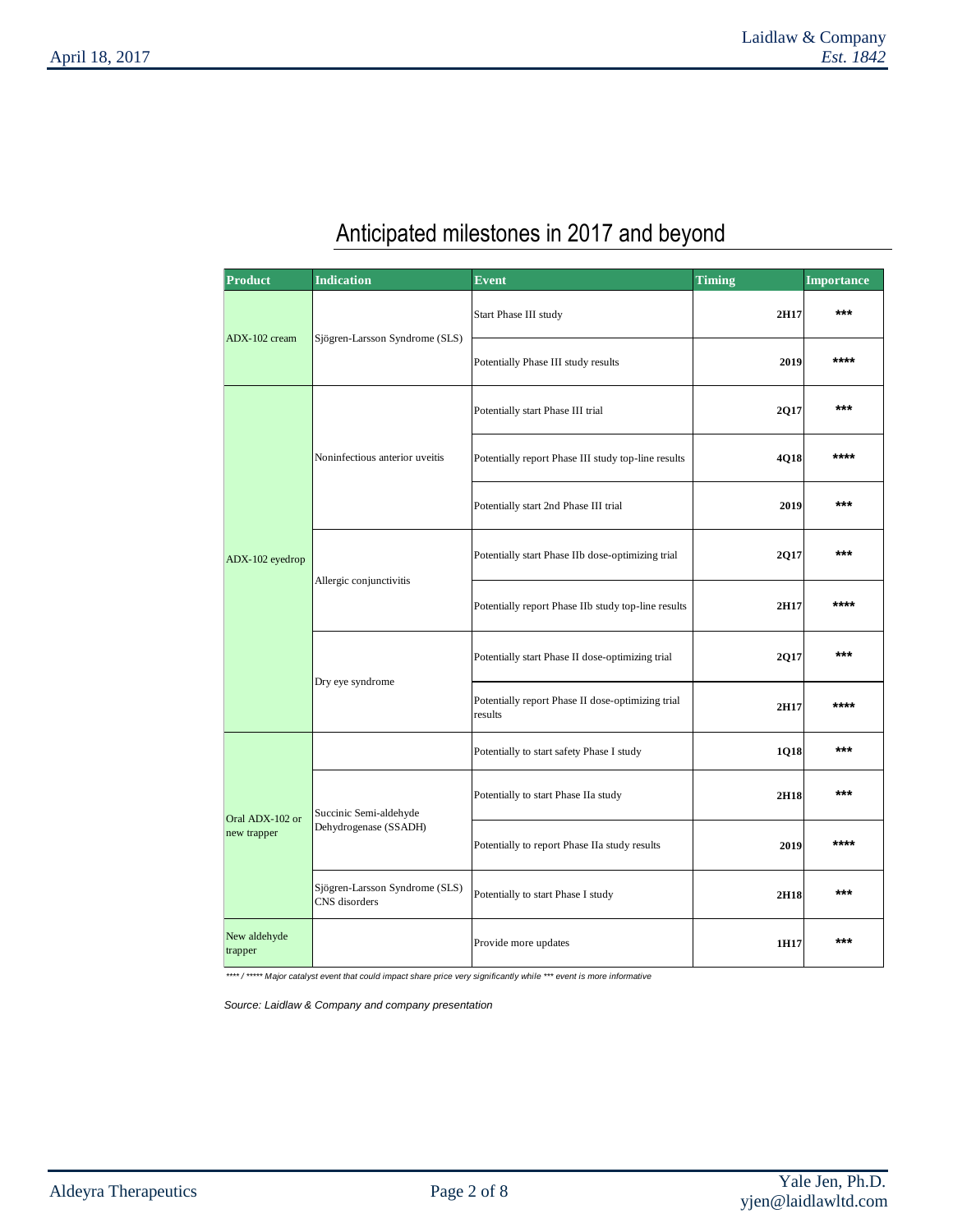## Anticipated milestones in 2017 and beyond

| Product | Indication | Event | Timing | Importance |
|---|---|---|---|---|
| ADX-102 cream | Sjögren-Larsson Syndrome (SLS) | Start Phase III study | 2H17 | *** |
| | | Potentially Phase III study results | 2019 | **** |
| ADX-102 eyedrop | Noninfectious anterior uveitis | Potentially start Phase III trial | 2Q17 | *** |
| | | Potentially report Phase III study top-line results | 4Q18 | **** |
| | | Potentially start 2nd Phase III trial | 2019 | *** |
| | Allergic conjunctivitis | Potentially start Phase IIb dose-optimizing trial | 2Q17 | *** |
| | | Potentially report Phase IIb study top-line results | 2H17 | **** |
| | Dry eye syndrome | Potentially start Phase II dose-optimizing trial | 2Q17 | *** |
| | | Potentially report Phase II dose-optimizing trial results | 2H17 | **** |
| Oral ADX-102 or new trapper | | Potentially to start safety Phase I study | 1Q18 | *** |
| | Succinic Semi-aldehyde Dehydrogenase (SSADH) | Potentially to start Phase IIa study | 2H18 | *** |
| | | Potentially to report Phase IIa study results | 2019 | **** |
| | Sjögren-Larsson Syndrome (SLS) CNS disorders | Potentially to start Phase I study | 2H18 | *** |
| New aldehyde trapper | | Provide more updates | 1H17 | *** |

*\*\*\*\* / \*\*\*\*\* Major catalyst event that could impact share price very significantly while \*\*\* event is more informative*

*Source: Laidlaw & Company and company presentation*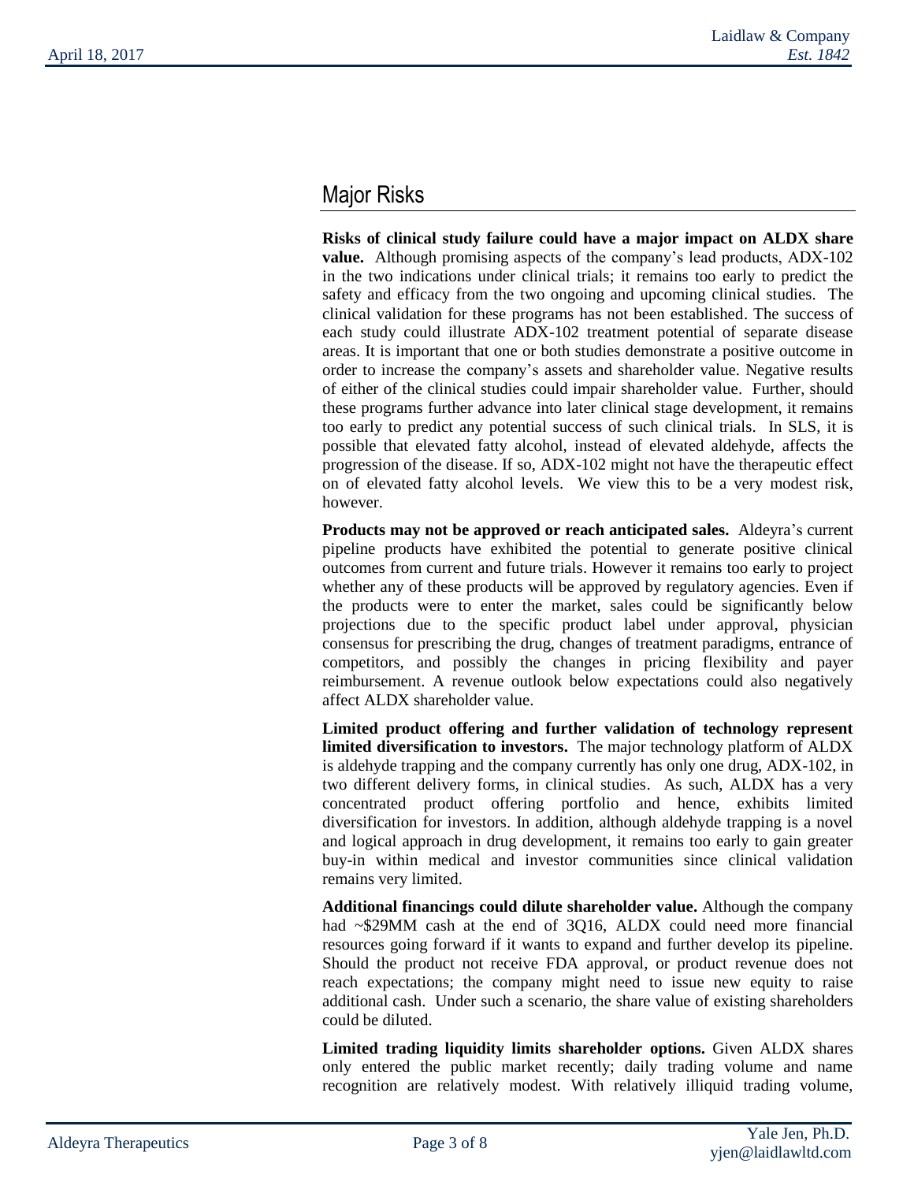## Major Risks

**Risks of clinical study failure could have a major impact on ALDX share value.** Although promising aspects of the company's lead products, ADX-102 in the two indications under clinical trials; it remains too early to predict the safety and efficacy from the two ongoing and upcoming clinical studies. The clinical validation for these programs has not been established. The success of each study could illustrate ADX-102 treatment potential of separate disease areas. It is important that one or both studies demonstrate a positive outcome in order to increase the company's assets and shareholder value. Negative results of either of the clinical studies could impair shareholder value. Further, should these programs further advance into later clinical stage development, it remains too early to predict any potential success of such clinical trials. In SLS, it is possible that elevated fatty alcohol, instead of elevated aldehyde, affects the progression of the disease. If so, ADX-102 might not have the therapeutic effect on of elevated fatty alcohol levels. We view this to be a very modest risk, however.

**Products may not be approved or reach anticipated sales.** Aldeyra's current pipeline products have exhibited the potential to generate positive clinical outcomes from current and future trials. However it remains too early to project whether any of these products will be approved by regulatory agencies. Even if the products were to enter the market, sales could be significantly below projections due to the specific product label under approval, physician consensus for prescribing the drug, changes of treatment paradigms, entrance of competitors, and possibly the changes in pricing flexibility and payer reimbursement. A revenue outlook below expectations could also negatively affect ALDX shareholder value.

**Limited product offering and further validation of technology represent limited diversification to investors.** The major technology platform of ALDX is aldehyde trapping and the company currently has only one drug, ADX-102, in two different delivery forms, in clinical studies. As such, ALDX has a very concentrated product offering portfolio and hence, exhibits limited diversification for investors. In addition, although aldehyde trapping is a novel and logical approach in drug development, it remains too early to gain greater buy-in within medical and investor communities since clinical validation remains very limited.

**Additional financings could dilute shareholder value.** Although the company had ~$29MM cash at the end of 3Q16, ALDX could need more financial resources going forward if it wants to expand and further develop its pipeline. Should the product not receive FDA approval, or product revenue does not reach expectations; the company might need to issue new equity to raise additional cash. Under such a scenario, the share value of existing shareholders could be diluted.

**Limited trading liquidity limits shareholder options.** Given ALDX shares only entered the public market recently; daily trading volume and name recognition are relatively modest. With relatively illiquid trading volume,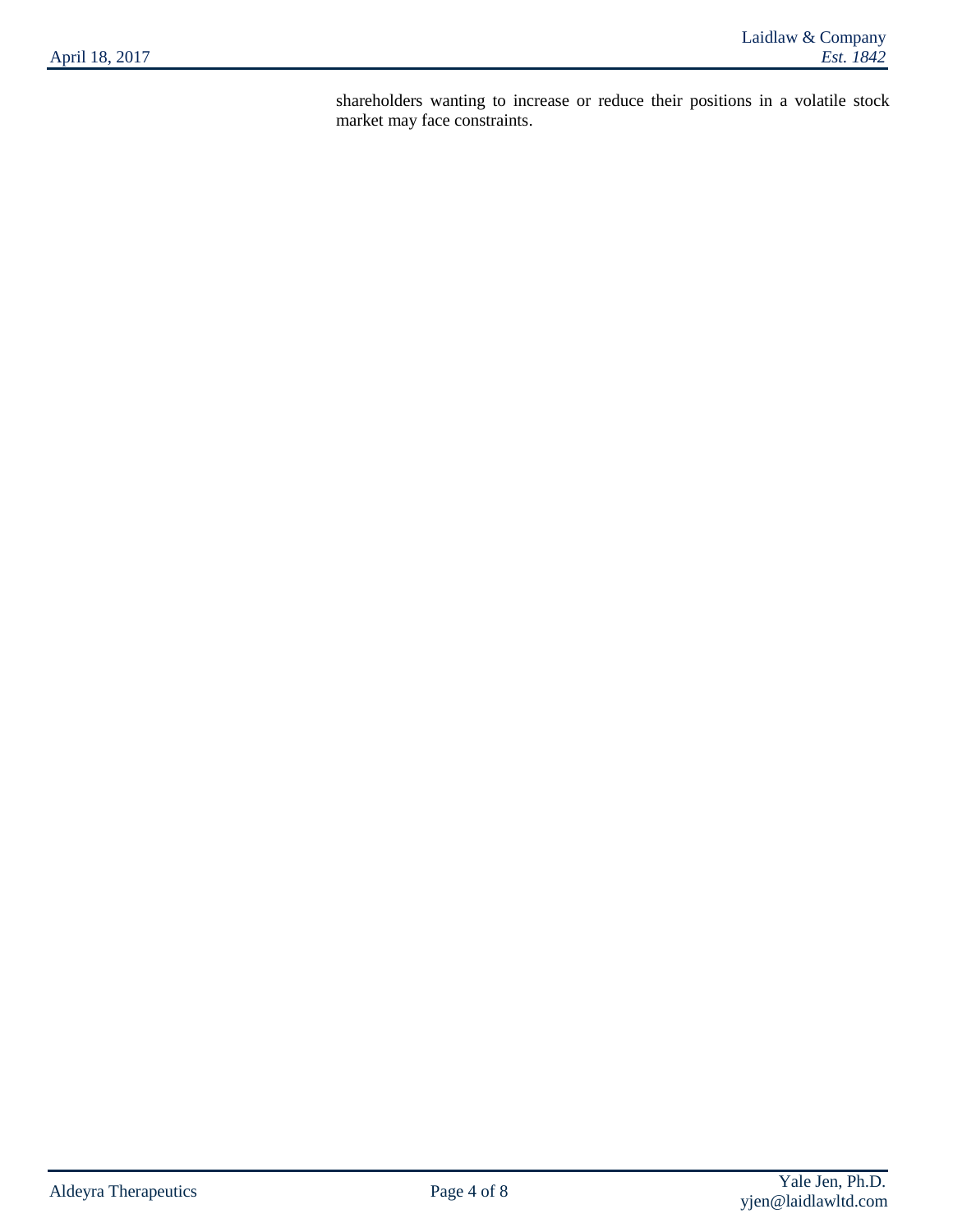shareholders wanting to increase or reduce their positions in a volatile stock market may face constraints.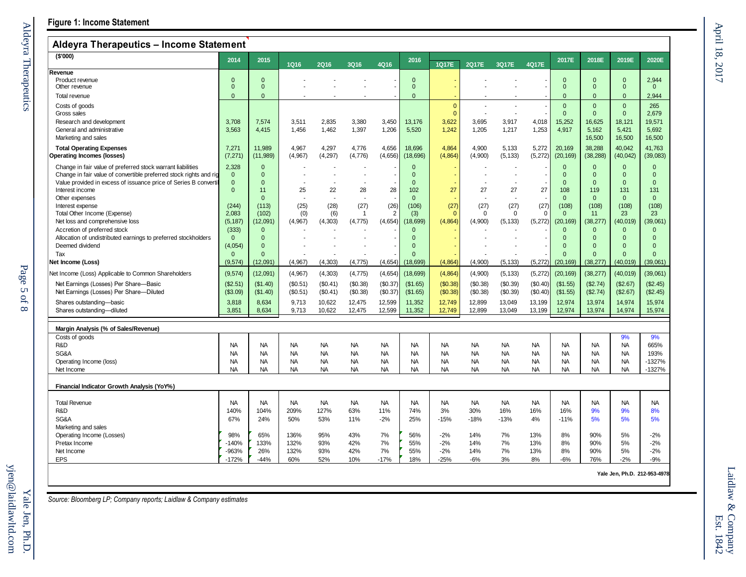**Figure 1: Income Statement**

## Aldeyra Therapeutics – Income Statement

| ($'000) | 2014 | 2015 | 1Q16 | 2Q16 | 3Q16 | 4Q16 | 2016 | 1Q17E | 2Q17E | 3Q17E | 4Q17E | 2017E | 2018E | 2019E | 2020E |
|---|---|---|---|---|---|---|---|---|---|---|---|---|---|---|---|
| **Revenue** | | | | | | | | | | | | | | | |
| Product revenue | 0 | 0 | - | - | - | - | 0 | - | - | - | - | 0 | 0 | 0 | 2,944 |
| Other revenue | 0 | 0 | - | - | - | - | 0 | - | - | - | - | 0 | 0 | 0 | 0 |
| Total revenue | 0 | 0 | - | - | - | - | 0 | - | - | - | - | 0 | 0 | 0 | 2,944 |
| Costs of goods | | | | | | | | 0 | - | - | - | 0 | 0 | 0 | 265 |
| Gross sales | | | | | | | | 0 | - | - | - | 0 | 0 | 0 | 2,679 |
| Research and development | 3,708 | 7,574 | 3,511 | 2,835 | 3,380 | 3,450 | 13,176 | 3,622 | 3,695 | 3,917 | 4,018 | 15,252 | 16,625 | 18,121 | 19,571 |
| General and administrative | 3,563 | 4,415 | 1,456 | 1,462 | 1,397 | 1,206 | 5,520 | 1,242 | 1,205 | 1,217 | 1,253 | 4,917 | 5,162 | 5,421 | 5,692 |
| Marketing and sales | | | | | | | | | | | | | 16,500 | 16,500 | 16,500 |
| **Total Operating Expenses** | 7,271 | 11,989 | 4,967 | 4,297 | 4,776 | 4,656 | 18,696 | 4,864 | 4,900 | 5,133 | 5,272 | 20,169 | 38,288 | 40,042 | 41,763 |
| **Operating Incomes (losses)** | (7,271) | (11,989) | (4,967) | (4,297) | (4,776) | (4,656) | (18,696) | (4,864) | (4,900) | (5,133) | (5,272) | (20,169) | (38,288) | (40,042) | (39,083) |
| Change in fair value of preferred stock warrant liabilities | 2,328 | 0 | - | - | - | - | 0 | - | - | - | - | 0 | 0 | 0 | 0 |
| Change in fair value of convertible preferred stock rights and rig | 0 | 0 | - | - | - | - | 0 | - | - | - | - | 0 | 0 | 0 | 0 |
| Value provided in excess of issuance price of Series B convertil | 0 | 0 | - | - | - | - | 0 | - | - | - | - | 0 | 0 | 0 | 0 |
| Interest income | 0 | 11 | 25 | 22 | 28 | 28 | 102 | 27 | 27 | 27 | 27 | 108 | 119 | 131 | 131 |
| Other expenses | | 0 | - | - | - | - | 0 | - | - | - | - | 0 | 0 | 0 | 0 |
| Interest expense | (244) | (113) | (25) | (28) | (27) | (26) | (106) | (27) | (27) | (27) | (27) | (108) | (108) | (108) | (108) |
| Total Other Income (Expense) | 2,083 | (102) | (0) | (6) | 1 | 2 | (3) | 0 | 0 | 0 | 0 | 0 | 11 | 23 | 23 |
| Net loss and comprehensive loss | (5,187) | (12,091) | (4,967) | (4,303) | (4,775) | (4,654) | (18,699) | (4,864) | (4,900) | (5,133) | (5,272) | (20,169) | (38,277) | (40,019) | (39,061) |
| Accretion of preferred stock | (333) | 0 | - | - | - | - | 0 | - | - | - | - | 0 | 0 | 0 | 0 |
| Allocation of undistributed earnings to preferred stockholders | 0 | 0 | - | - | - | - | 0 | - | - | - | - | 0 | 0 | 0 | 0 |
| Deemed dividend | (4,054) | 0 | - | - | - | - | 0 | - | - | - | - | 0 | 0 | 0 | 0 |
| Tax | 0 | 0 | - | - | - | - | 0 | - | - | - | - | 0 | 0 | 0 | 0 |
| **Net Income (Loss)** | (9,574) | (12,091) | (4,967) | (4,303) | (4,775) | (4,654) | (18,699) | (4,864) | (4,900) | (5,133) | (5,272) | (20,169) | (38,277) | (40,019) | (39,061) |
| Net Income (Loss) Applicable to Common Shareholders | (9,574) | (12,091) | (4,967) | (4,303) | (4,775) | (4,654) | (18,699) | (4,864) | (4,900) | (5,133) | (5,272) | (20,169) | (38,277) | (40,019) | (39,061) |
| Net Earnings (Losses) Per Share—Basic | ($2.51) | ($1.40) | ($0.51) | ($0.41) | ($0.38) | ($0.37) | ($1.65) | ($0.38) | ($0.38) | ($0.39) | ($0.40) | ($1.55) | ($2.74) | ($2.67) | ($2.45) |
| Net Earnings (Losses) Per Share—Diluted | ($3.09) | ($1.40) | ($0.51) | ($0.41) | ($0.38) | ($0.37) | ($1.65) | ($0.38) | ($0.38) | ($0.39) | ($0.40) | ($1.55) | ($2.74) | ($2.67) | ($2.45) |
| Shares outstanding—basic | 3,818 | 8,634 | 9,713 | 10,622 | 12,475 | 12,599 | 11,352 | 12,749 | 12,899 | 13,049 | 13,199 | 12,974 | 13,974 | 14,974 | 15,974 |
| Shares outstanding—diluted | 3,851 | 8,634 | 9,713 | 10,622 | 12,475 | 12,599 | 11,352 | 12,749 | 12,899 | 13,049 | 13,199 | 12,974 | 13,974 | 14,974 | 15,974 |
| **Margin Analysis (% of Sales/Revenue)** | | | | | | | | | | | | | | | |
| Costs of goods | | | | | | | | | | | | | | 9% | 9% |
| R&D | NA | NA | NA | NA | NA | NA | NA | NA | NA | NA | NA | NA | NA | NA | 665% |
| SG&A | NA | NA | NA | NA | NA | NA | NA | NA | NA | NA | NA | NA | NA | NA | 193% |
| Operating Income (loss) | NA | NA | NA | NA | NA | NA | NA | NA | NA | NA | NA | NA | NA | NA | -1327% |
| Net Income | NA | NA | NA | NA | NA | NA | NA | NA | NA | NA | NA | NA | NA | NA | -1327% |
| **Financial Indicator Growth Analysis (YoY%)** | | | | | | | | | | | | | | | |
| Total Revenue | NA | NA | NA | NA | NA | NA | NA | NA | NA | NA | NA | NA | NA | NA | NA |
| R&D | 140% | 104% | 209% | 127% | 63% | 11% | 74% | 3% | 30% | 16% | 16% | 16% | 9% | 9% | 8% |
| SG&A | 67% | 24% | 50% | 53% | 11% | -2% | 25% | -15% | -18% | -13% | 4% | -11% | 5% | 5% | 5% |
| Marketing and sales | | | | | | | | | | | | | | | |
| Operating Income (Losses) | 98% | 65% | 136% | 95% | 43% | 7% | 56% | -2% | 14% | 7% | 13% | 8% | 90% | 5% | -2% |
| Pretax Income | -140% | 133% | 132% | 93% | 42% | 7% | 55% | -2% | 14% | 7% | 13% | 8% | 90% | 5% | -2% |
| Net Income | -963% | 26% | 132% | 93% | 42% | 7% | 55% | -2% | 14% | 7% | 13% | 8% | 90% | 5% | -2% |
| EPS | -172% | -44% | 60% | 52% | 10% | -17% | 18% | -25% | -6% | 3% | 8% | -6% | 76% | -2% | -9% |

Yale Jen, Ph.D. 212-953-4978

*Source: Bloomberg LP; Company reports; Laidlaw & Company estimates*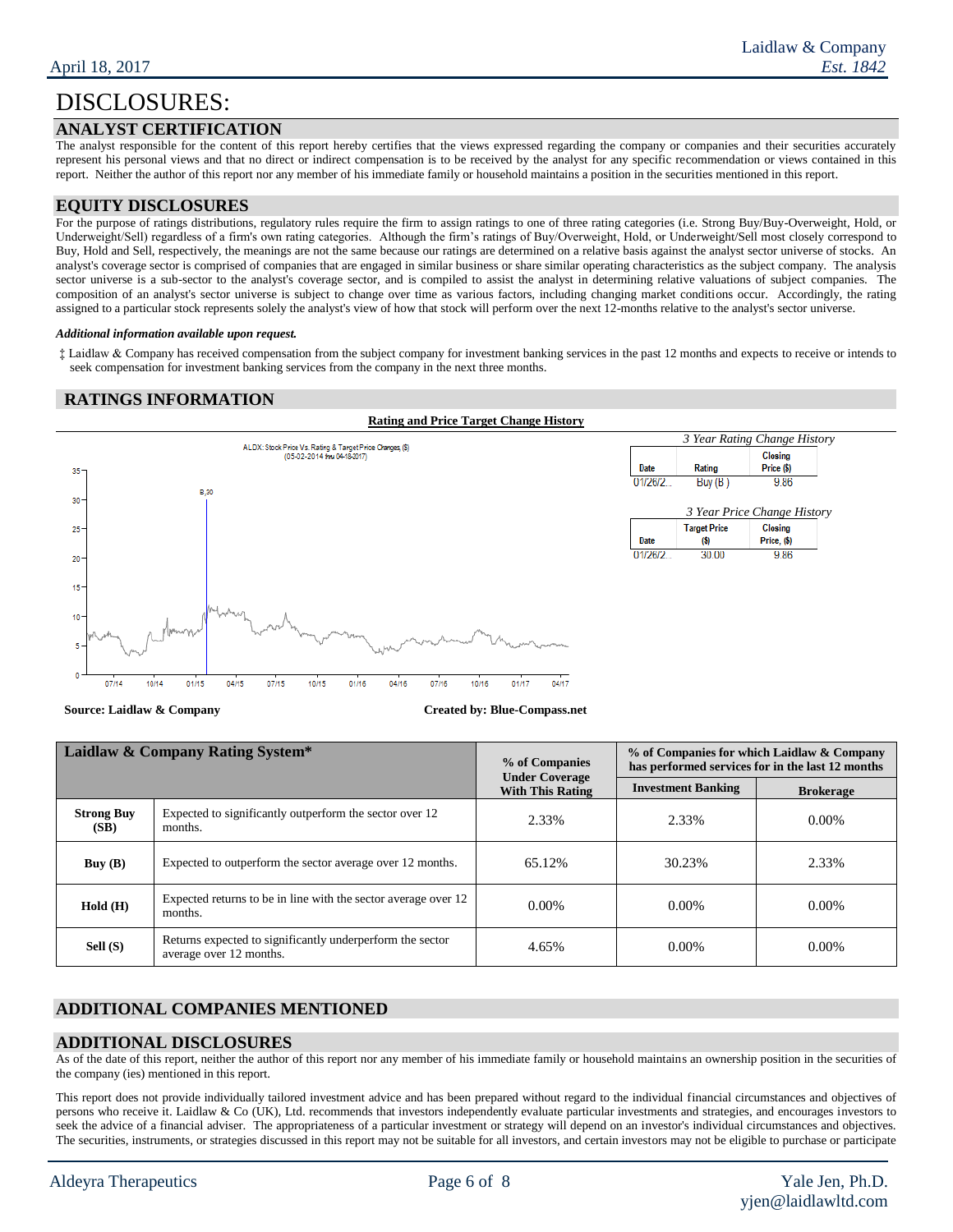# DISCLOSURES:

## ANALYST CERTIFICATION

The analyst responsible for the content of this report hereby certifies that the views expressed regarding the company or companies and their securities accurately represent his personal views and that no direct or indirect compensation is to be received by the analyst for any specific recommendation or views contained in this report. Neither the author of this report nor any member of his immediate family or household maintains a position in the securities mentioned in this report.

## EQUITY DISCLOSURES

For the purpose of ratings distributions, regulatory rules require the firm to assign ratings to one of three rating categories (i.e. Strong Buy/Buy-Overweight, Hold, or Underweight/Sell) regardless of a firm's own rating categories. Although the firm's ratings of Buy/Overweight, Hold, or Underweight/Sell most closely correspond to Buy, Hold and Sell, respectively, the meanings are not the same because our ratings are determined on a relative basis against the analyst sector universe of stocks. An analyst's coverage sector is comprised of companies that are engaged in similar business or share similar operating characteristics as the subject company. The analysis sector universe is a sub-sector to the analyst's coverage sector, and is compiled to assist the analyst in determining relative valuations of subject companies. The composition of an analyst's sector universe is subject to change over time as various factors, including changing market conditions occur. Accordingly, the rating assigned to a particular stock represents solely the analyst's view of how that stock will perform over the next 12-months relative to the analyst's sector universe.

***Additional information available upon request.***

‡ Laidlaw & Company has received compensation from the subject company for investment banking services in the past 12 months and expects to receive or intends to seek compensation for investment banking services from the company in the next three months.

## RATINGS INFORMATION

**Rating and Price Target Change History**

ALDX: Stock Price Vs. Rating & Target Price Changes ($) (05-02-2014 thru 04-18-2017)

*3 Year Rating Change History*

| Date | Rating | Closing Price ($) |
|---|---|---|
| 01/26/2... | Buy (B) | 9.86 |

*3 Year Price Change History*

| Date | Target Price ($) | Closing Price, ($) |
|---|---|---|
| 01/26/2... | 30.00 | 9.86 |

**Source: Laidlaw & Company** **Created by: Blue-Compass.net**

| Laidlaw & Company Rating System* | | % of Companies Under Coverage With This Rating | % of Companies for which Laidlaw & Company has performed services for in the last 12 months | |
|---|---|---|---|---|
| | | | Investment Banking | Brokerage |
| **Strong Buy (SB)** | Expected to significantly outperform the sector over 12 months. | 2.33% | 2.33% | 0.00% |
| **Buy (B)** | Expected to outperform the sector average over 12 months. | 65.12% | 30.23% | 2.33% |
| **Hold (H)** | Expected returns to be in line with the sector average over 12 months. | 0.00% | 0.00% | 0.00% |
| **Sell (S)** | Returns expected to significantly underperform the sector average over 12 months. | 4.65% | 0.00% | 0.00% |

## ADDITIONAL COMPANIES MENTIONED

## ADDITIONAL DISCLOSURES

As of the date of this report, neither the author of this report nor any member of his immediate family or household maintains an ownership position in the securities of the company (ies) mentioned in this report.

This report does not provide individually tailored investment advice and has been prepared without regard to the individual financial circumstances and objectives of persons who receive it. Laidlaw & Co (UK), Ltd. recommends that investors independently evaluate particular investments and strategies, and encourages investors to seek the advice of a financial adviser. The appropriateness of a particular investment or strategy will depend on an investor's individual circumstances and objectives. The securities, instruments, or strategies discussed in this report may not be suitable for all investors, and certain investors may not be eligible to purchase or participate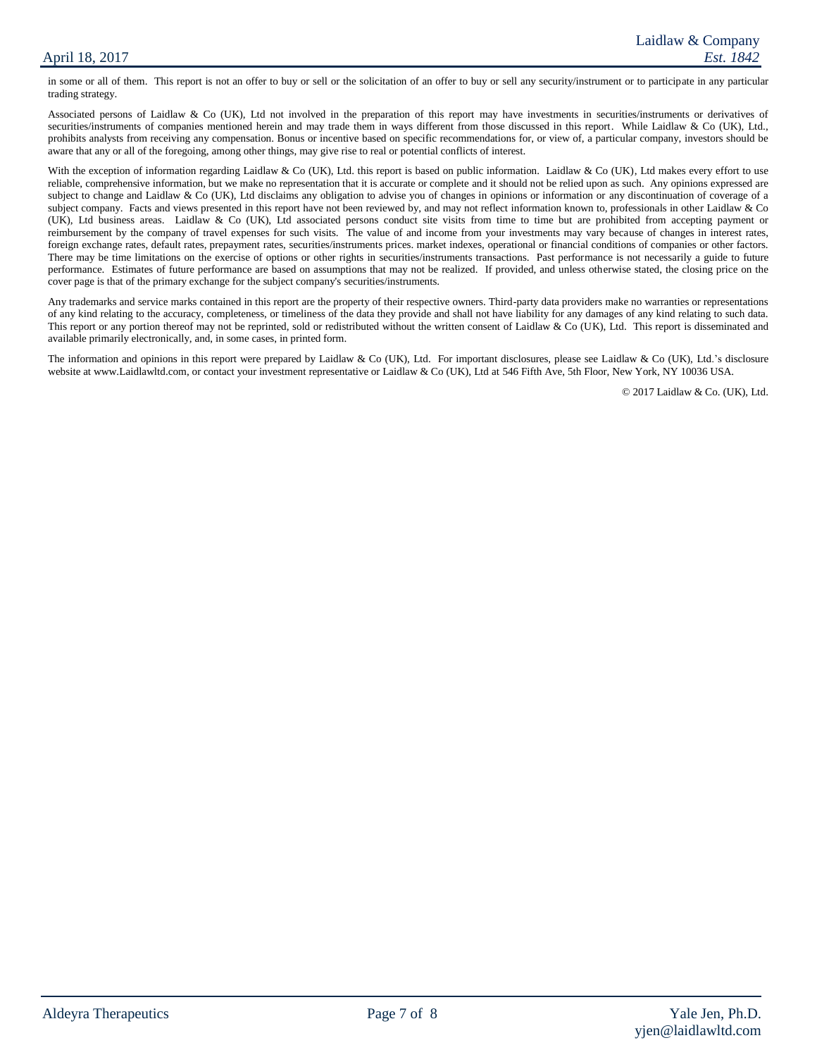in some or all of them. This report is not an offer to buy or sell or the solicitation of an offer to buy or sell any security/instrument or to participate in any particular trading strategy.

Associated persons of Laidlaw & Co (UK), Ltd not involved in the preparation of this report may have investments in securities/instruments or derivatives of securities/instruments of companies mentioned herein and may trade them in ways different from those discussed in this report. While Laidlaw & Co (UK), Ltd., prohibits analysts from receiving any compensation. Bonus or incentive based on specific recommendations for, or view of, a particular company, investors should be aware that any or all of the foregoing, among other things, may give rise to real or potential conflicts of interest.

With the exception of information regarding Laidlaw & Co (UK), Ltd. this report is based on public information. Laidlaw & Co (UK), Ltd makes every effort to use reliable, comprehensive information, but we make no representation that it is accurate or complete and it should not be relied upon as such. Any opinions expressed are subject to change and Laidlaw & Co (UK), Ltd disclaims any obligation to advise you of changes in opinions or information or any discontinuation of coverage of a subject company. Facts and views presented in this report have not been reviewed by, and may not reflect information known to, professionals in other Laidlaw & Co (UK), Ltd business areas. Laidlaw & Co (UK), Ltd associated persons conduct site visits from time to time but are prohibited from accepting payment or reimbursement by the company of travel expenses for such visits. The value of and income from your investments may vary because of changes in interest rates, foreign exchange rates, default rates, prepayment rates, securities/instruments prices. market indexes, operational or financial conditions of companies or other factors. There may be time limitations on the exercise of options or other rights in securities/instruments transactions. Past performance is not necessarily a guide to future performance. Estimates of future performance are based on assumptions that may not be realized. If provided, and unless otherwise stated, the closing price on the cover page is that of the primary exchange for the subject company's securities/instruments.

Any trademarks and service marks contained in this report are the property of their respective owners. Third-party data providers make no warranties or representations of any kind relating to the accuracy, completeness, or timeliness of the data they provide and shall not have liability for any damages of any kind relating to such data. This report or any portion thereof may not be reprinted, sold or redistributed without the written consent of Laidlaw & Co (UK), Ltd. This report is disseminated and available primarily electronically, and, in some cases, in printed form.

The information and opinions in this report were prepared by Laidlaw & Co (UK), Ltd. For important disclosures, please see Laidlaw & Co (UK), Ltd.'s disclosure website at www.Laidlawltd.com, or contact your investment representative or Laidlaw & Co (UK), Ltd at 546 Fifth Ave, 5th Floor, New York, NY 10036 USA.

© 2017 Laidlaw & Co. (UK), Ltd.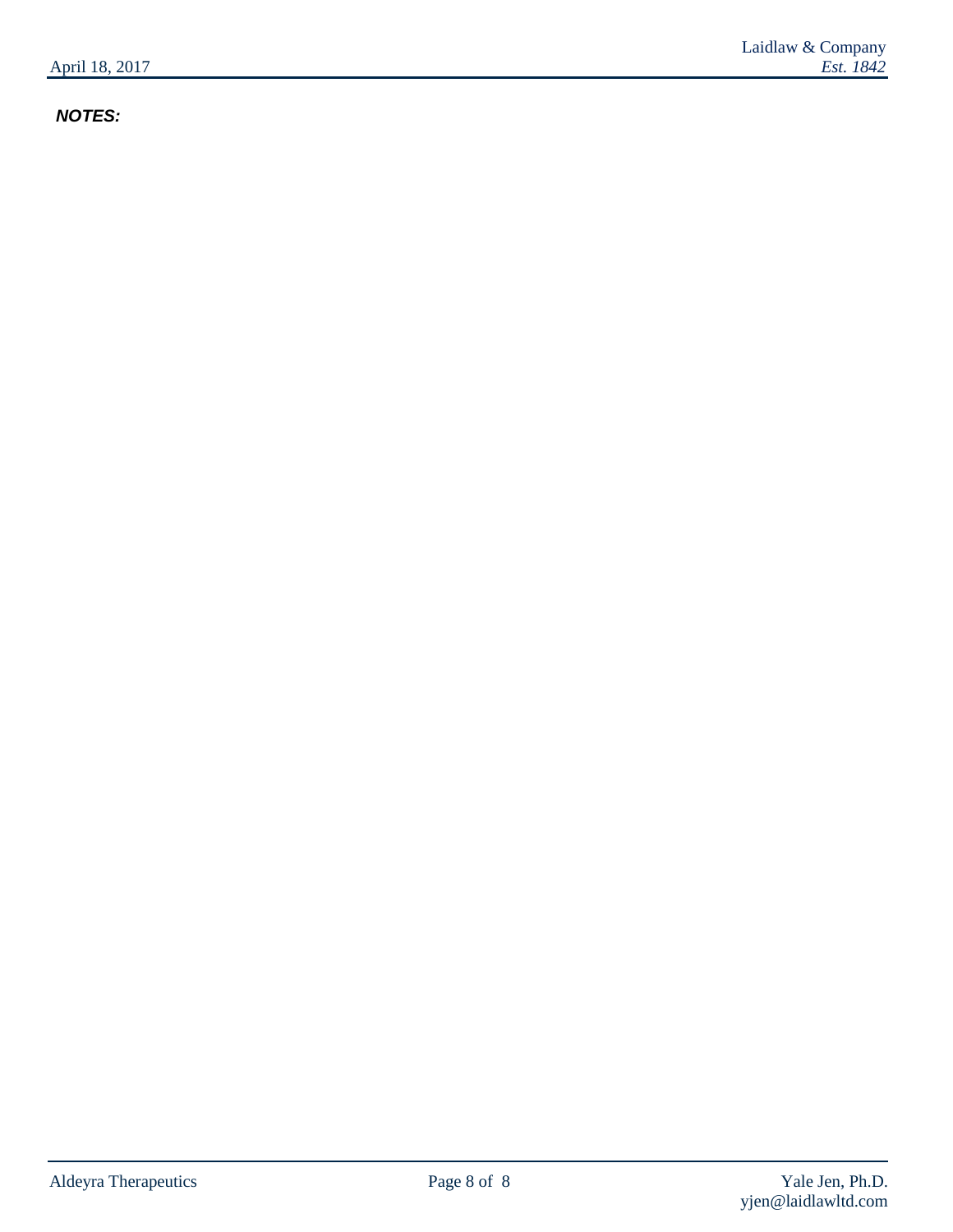***NOTES:***